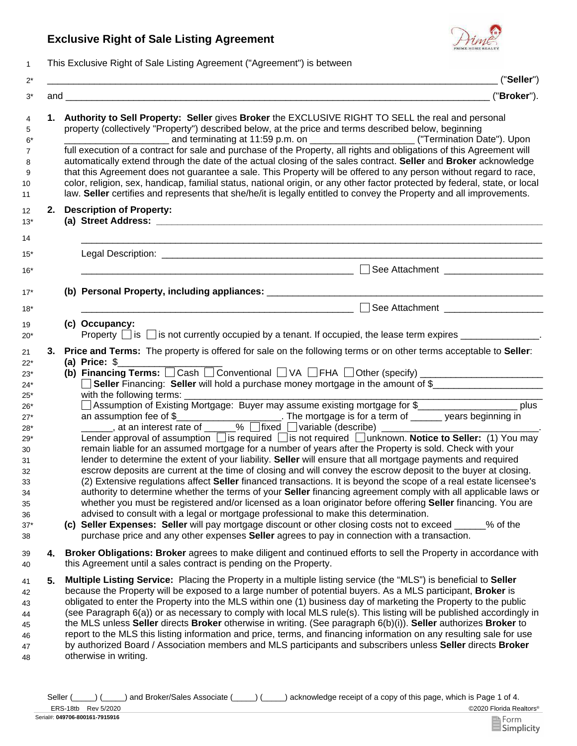# Exclusive Right of Sale Listing Agreement

This Exclusive Right of Sale Listing Agreement ("Agreement") is between

\_\_\_\_\_\_\_\_\_\_\_\_\_\_\_\_\_\_\_\_\_\_\_\_\_\_\_\_\_\_\_\_\_\_\_\_\_\_\_\_\_\_\_\_\_\_\_\_\_\_\_\_\_\_\_\_\_\_\_\_\_\_\_\_\_\_\_\_\_\_\_\_\_\_\_\_\_\_\_\_\_\_ ("**Seller**")

and \_\_\_\_\_\_\_\_\_\_\_\_\_\_\_\_\_\_\_\_\_\_\_\_\_\_\_\_\_\_\_\_\_\_\_\_\_\_\_\_\_\_\_\_\_\_\_\_\_\_\_\_\_\_\_\_\_\_\_\_\_\_\_\_\_\_\_\_\_\_\_\_\_\_\_\_\_\_ ("**Broker**").

**1. Authority to Sell Property:** **Seller** gives **Broker** the EXCLUSIVE RIGHT TO SELL the real and personal property (collectively "Property") described below, at the price and terms described below, beginning \_\_\_\_\_\_\_\_\_\_\_\_\_\_\_\_\_\_\_\_ and terminating at 11:59 p.m. on \_\_\_\_\_\_\_\_\_\_\_\_\_\_\_\_\_\_\_\_ ("Termination Date"). Upon full execution of a contract for sale and purchase of the Property, all rights and obligations of this Agreement will automatically extend through the date of the actual closing of the sales contract. **Seller** and **Broker** acknowledge that this Agreement does not guarantee a sale. This Property will be offered to any person without regard to race, color, religion, sex, handicap, familial status, national origin, or any other factor protected by federal, state, or local law. **Seller** certifies and represents that she/he/it is legally entitled to convey the Property and all improvements.

**2. Description of Property:**

**(a) Street Address:** \_\_\_\_\_\_\_\_\_\_\_\_\_\_\_\_\_\_\_\_\_\_\_\_\_\_\_\_\_\_\_\_\_\_\_\_\_\_\_\_\_\_\_\_\_\_\_\_\_\_\_\_\_\_\_\_\_\_\_\_\_\_\_\_\_\_\_\_

\_\_\_\_\_\_\_\_\_\_\_\_\_\_\_\_\_\_\_\_\_\_\_\_\_\_\_\_\_\_\_\_\_\_\_\_\_\_\_\_\_\_\_\_\_\_\_\_\_\_\_\_\_\_\_\_\_\_\_\_\_\_\_\_\_\_\_\_\_\_\_\_\_\_\_\_

Legal Description: \_\_\_\_\_\_\_\_\_\_\_\_\_\_\_\_\_\_\_\_\_\_\_\_\_\_\_\_\_\_\_\_\_\_\_\_\_\_\_\_\_\_\_\_\_\_\_\_\_\_\_\_\_\_\_\_\_\_\_\_\_\_\_\_

\_\_\_\_\_\_\_\_\_\_\_\_\_\_\_\_\_\_\_\_\_\_\_\_\_\_\_\_\_\_\_\_\_\_\_\_\_\_\_\_\_\_\_\_\_\_\_\_\_\_ ☐ See Attachment \_\_\_\_\_\_\_\_\_\_\_\_\_\_\_\_\_\_

**(b) Personal Property, including appliances:** \_\_\_\_\_\_\_\_\_\_\_\_\_\_\_\_\_\_\_\_\_\_\_\_\_\_\_\_\_\_\_\_\_\_\_\_\_\_\_\_\_\_\_\_\_\_\_\_\_\_\_\_

\_\_\_\_\_\_\_\_\_\_\_\_\_\_\_\_\_\_\_\_\_\_\_\_\_\_\_\_\_\_\_\_\_\_\_\_\_\_\_\_\_\_\_\_\_\_\_\_\_\_ ☐ See Attachment \_\_\_\_\_\_\_\_\_\_\_\_\_\_\_\_\_\_

**(c) Occupancy:**
Property ☐ is ☐ is not currently occupied by a tenant. If occupied, the lease term expires \_\_\_\_\_\_\_\_\_\_\_\_\_\_\_.

**3. Price and Terms:** The property is offered for sale on the following terms or on other terms acceptable to **Seller**:

**(a) Price:** $\_\_\_\_\_\_\_\_\_\_\_\_\_\_\_\_\_\_\_

**(b) Financing Terms:** ☐ Cash ☐ Conventional ☐ VA ☐ FHA ☐ Other (specify) \_\_\_\_\_\_\_\_\_\_\_\_\_\_\_\_\_\_\_\_\_\_\_

☐ **Seller** Financing: **Seller** will hold a purchase money mortgage in the amount of $\_\_\_\_\_\_\_\_\_\_\_\_\_\_\_\_\_\_\_\_\_ with the following terms: \_\_\_\_\_\_\_\_\_\_\_\_\_\_\_\_\_\_\_\_\_\_\_\_\_\_\_\_\_\_\_\_\_\_\_\_\_\_\_\_\_\_\_\_\_\_\_\_\_\_\_\_\_\_\_\_\_\_\_\_\_\_\_\_\_\_\_

☐ Assumption of Existing Mortgage: Buyer may assume existing mortgage for $\_\_\_\_\_\_\_\_\_\_\_\_\_\_\_\_\_\_ plus an assumption fee of $\_\_\_\_\_\_\_\_\_\_\_\_\_\_\_\_\_\_\_\_. The mortgage is for a term of \_\_\_\_\_\_ years beginning in \_\_\_\_\_\_, at an interest rate of \_\_\_\_\_\_% ☐ fixed ☐ variable (describe) \_\_\_\_\_\_\_\_\_\_\_\_\_\_\_\_\_\_\_\_\_\_\_\_\_\_\_\_\_\_.
Lender approval of assumption ☐ is required ☐ is not required ☐ unknown. **Notice to Seller:** (1) You may remain liable for an assumed mortgage for a number of years after the Property is sold. Check with your lender to determine the extent of your liability. **Seller** will ensure that all mortgage payments and required escrow deposits are current at the time of closing and will convey the escrow deposit to the buyer at closing. (2) Extensive regulations affect **Seller** financed transactions. It is beyond the scope of a real estate licensee's authority to determine whether the terms of your **Seller** financing agreement comply with all applicable laws or whether you must be registered and/or licensed as a loan originator before offering **Seller** financing. You are advised to consult with a legal or mortgage professional to make this determination.

**(c) Seller Expenses:** **Seller** will pay mortgage discount or other closing costs not to exceed \_\_\_\_\_\_% of the purchase price and any other expenses **Seller** agrees to pay in connection with a transaction.

**4. Broker Obligations:** **Broker** agrees to make diligent and continued efforts to sell the Property in accordance with this Agreement until a sales contract is pending on the Property.

**5. Multiple Listing Service:** Placing the Property in a multiple listing service (the "MLS") is beneficial to **Seller** because the Property will be exposed to a large number of potential buyers. As a MLS participant, **Broker** is obligated to enter the Property into the MLS within one (1) business day of marketing the Property to the public (see Paragraph 6(a)) or as necessary to comply with local MLS rule(s). This listing will be published accordingly in the MLS unless **Seller** directs **Broker** otherwise in writing. (See paragraph 6(b)(i)). **Seller** authorizes **Broker** to report to the MLS this listing information and price, terms, and financing information on any resulting sale for use by authorized Board / Association members and MLS participants and subscribers unless **Seller** directs **Broker** otherwise in writing.

Seller (\_\_\_\_\_) (\_\_\_\_\_) and Broker/Sales Associate (\_\_\_\_\_) (\_\_\_\_\_) acknowledge receipt of a copy of this page, which is Page 1 of 4.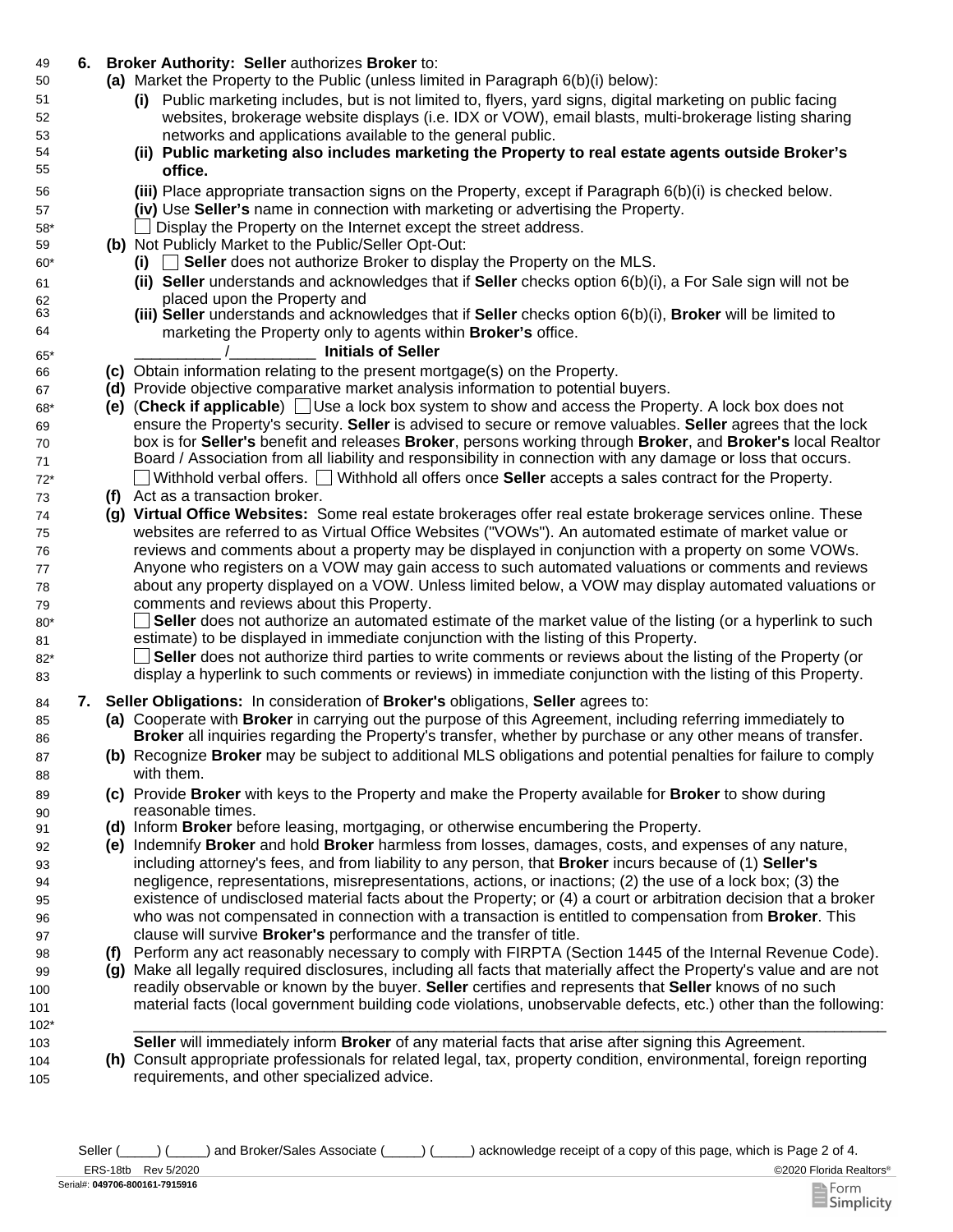**6. Broker Authority:** **Seller** authorizes **Broker** to:

**(a)** Market the Property to the Public (unless limited in Paragraph 6(b)(i) below):

**(i)** Public marketing includes, but is not limited to, flyers, yard signs, digital marketing on public facing websites, brokerage website displays (i.e. IDX or VOW), email blasts, multi-brokerage listing sharing networks and applications available to the general public.

**(ii) Public marketing also includes marketing the Property to real estate agents outside Broker's office.**

**(iii)** Place appropriate transaction signs on the Property, except if Paragraph 6(b)(i) is checked below.

**(iv)** Use **Seller's** name in connection with marketing or advertising the Property.

☐ Display the Property on the Internet except the street address.

**(b)** Not Publicly Market to the Public/Seller Opt-Out:

**(i)** ☐ **Seller** does not authorize Broker to display the Property on the MLS.

**(ii) Seller** understands and acknowledges that if **Seller** checks option 6(b)(i), a For Sale sign will not be placed upon the Property and

**(iii) Seller** understands and acknowledges that if **Seller** checks option 6(b)(i), **Broker** will be limited to marketing the Property only to agents within **Broker's** office.

__________ /__________ **Initials of Seller**

**(c)** Obtain information relating to the present mortgage(s) on the Property.

**(d)** Provide objective comparative market analysis information to potential buyers.

**(e)** (**Check if applicable**) ☐ Use a lock box system to show and access the Property. A lock box does not ensure the Property's security. **Seller** is advised to secure or remove valuables. **Seller** agrees that the lock box is for **Seller's** benefit and releases **Broker**, persons working through **Broker**, and **Broker's** local Realtor Board / Association from all liability and responsibility in connection with any damage or loss that occurs.

☐ Withhold verbal offers. ☐ Withhold all offers once **Seller** accepts a sales contract for the Property.

**(f)** Act as a transaction broker.

**(g) Virtual Office Websites:** Some real estate brokerages offer real estate brokerage services online. These websites are referred to as Virtual Office Websites ("VOWs"). An automated estimate of market value or reviews and comments about a property may be displayed in conjunction with a property on some VOWs. Anyone who registers on a VOW may gain access to such automated valuations or comments and reviews about any property displayed on a VOW. Unless limited below, a VOW may display automated valuations or comments and reviews about this Property.

☐ **Seller** does not authorize an automated estimate of the market value of the listing (or a hyperlink to such estimate) to be displayed in immediate conjunction with the listing of this Property.

☐ **Seller** does not authorize third parties to write comments or reviews about the listing of the Property (or display a hyperlink to such comments or reviews) in immediate conjunction with the listing of this Property.

**7. Seller Obligations:** In consideration of **Broker's** obligations, **Seller** agrees to:

**(a)** Cooperate with **Broker** in carrying out the purpose of this Agreement, including referring immediately to **Broker** all inquiries regarding the Property's transfer, whether by purchase or any other means of transfer.

**(b)** Recognize **Broker** may be subject to additional MLS obligations and potential penalties for failure to comply with them.

**(c)** Provide **Broker** with keys to the Property and make the Property available for **Broker** to show during reasonable times.

**(d)** Inform **Broker** before leasing, mortgaging, or otherwise encumbering the Property.

**(e)** Indemnify **Broker** and hold **Broker** harmless from losses, damages, costs, and expenses of any nature, including attorney's fees, and from liability to any person, that **Broker** incurs because of (1) **Seller's** negligence, representations, misrepresentations, actions, or inactions; (2) the use of a lock box; (3) the existence of undisclosed material facts about the Property; or (4) a court or arbitration decision that a broker who was not compensated in connection with a transaction is entitled to compensation from **Broker**. This clause will survive **Broker's** performance and the transfer of title.

**(f)** Perform any act reasonably necessary to comply with FIRPTA (Section 1445 of the Internal Revenue Code).

**(g)** Make all legally required disclosures, including all facts that materially affect the Property's value and are not readily observable or known by the buyer. **Seller** certifies and represents that **Seller** knows of no such material facts (local government building code violations, unobservable defects, etc.) other than the following: ______________________________________________________________________

**Seller** will immediately inform **Broker** of any material facts that arise after signing this Agreement.

**(h)** Consult appropriate professionals for related legal, tax, property condition, environmental, foreign reporting requirements, and other specialized advice.

Seller (_____) (_____) and Broker/Sales Associate (_____) (_____) acknowledge receipt of a copy of this page, which is Page 2 of 4.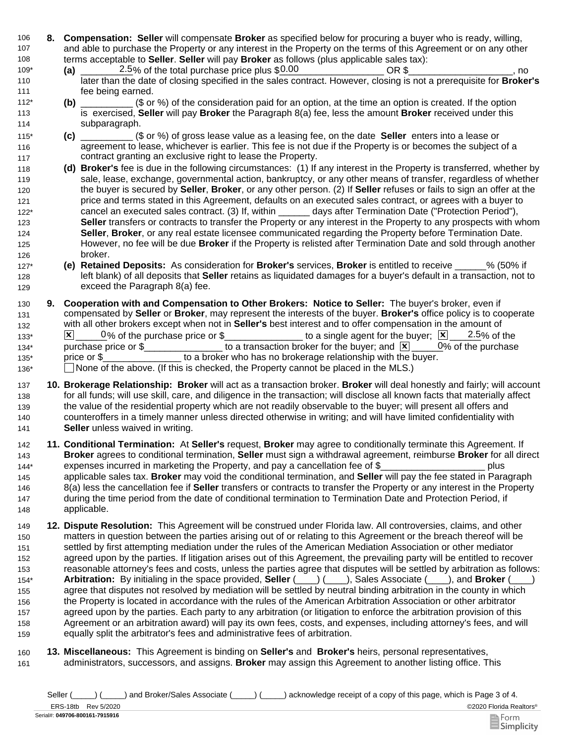**8. Compensation:** **Seller** will compensate **Broker** as specified below for procuring a buyer who is ready, willing, and able to purchase the Property or any interest in the Property on the terms of this Agreement or on any other terms acceptable to **Seller**. **Seller** will pay **Broker** as follows (plus applicable sales tax):

**(a)** ___2.5___% of the total purchase price plus $___0.00___ OR $____________, no later than the date of closing specified in the sales contract. However, closing is not a prerequisite for **Broker's** fee being earned.

**(b)** __________ ($ or %) of the consideration paid for an option, at the time an option is created. If the option is exercised, **Seller** will pay **Broker** the Paragraph 8(a) fee, less the amount **Broker** received under this subparagraph.

**(c)** __________ ($ or %) of gross lease value as a leasing fee, on the date **Seller** enters into a lease or agreement to lease, whichever is earlier. This fee is not due if the Property is or becomes the subject of a contract granting an exclusive right to lease the Property.

**(d) Broker's** fee is due in the following circumstances: (1) If any interest in the Property is transferred, whether by sale, lease, exchange, governmental action, bankruptcy, or any other means of transfer, regardless of whether the buyer is secured by **Seller**, **Broker**, or any other person. (2) If **Seller** refuses or fails to sign an offer at the price and terms stated in this Agreement, defaults on an executed sales contract, or agrees with a buyer to cancel an executed sales contract. (3) If, within ______ days after Termination Date ("Protection Period"), **Seller** transfers or contracts to transfer the Property or any interest in the Property to any prospects with whom **Seller**, **Broker**, or any real estate licensee communicated regarding the Property before Termination Date. However, no fee will be due **Broker** if the Property is relisted after Termination Date and sold through another broker.

**(e) Retained Deposits:** As consideration for **Broker's** services, **Broker** is entitled to receive ______% (50% if left blank) of all deposits that **Seller** retains as liquidated damages for a buyer's default in a transaction, not to exceed the Paragraph 8(a) fee.

**9. Cooperation with and Compensation to Other Brokers: Notice to Seller:** The buyer's broker, even if compensated by **Seller** or **Broker**, may represent the interests of the buyer. **Broker's** office policy is to cooperate with all other brokers except when not in **Seller's** best interest and to offer compensation in the amount of ☒ ___0___% of the purchase price or $_______________ to a single agent for the buyer; ☒ ___2.5___% of the purchase price or $_______________ to a transaction broker for the buyer; and ☒ ___0___% of the purchase price or $_______________ to a broker who has no brokerage relationship with the buyer.
☐ None of the above. (If this is checked, the Property cannot be placed in the MLS.)

**10. Brokerage Relationship: Broker** will act as a transaction broker. **Broker** will deal honestly and fairly; will account for all funds; will use skill, care, and diligence in the transaction; will disclose all known facts that materially affect the value of the residential property which are not readily observable to the buyer; will present all offers and counteroffers in a timely manner unless directed otherwise in writing; and will have limited confidentiality with **Seller** unless waived in writing.

**11. Conditional Termination:** At **Seller's** request, **Broker** may agree to conditionally terminate this Agreement. If **Broker** agrees to conditional termination, **Seller** must sign a withdrawal agreement, reimburse **Broker** for all direct expenses incurred in marketing the Property, and pay a cancellation fee of $____________________ plus applicable sales tax. **Broker** may void the conditional termination, and **Seller** will pay the fee stated in Paragraph 8(a) less the cancellation fee if **Seller** transfers or contracts to transfer the Property or any interest in the Property during the time period from the date of conditional termination to Termination Date and Protection Period, if applicable.

**12. Dispute Resolution:** This Agreement will be construed under Florida law. All controversies, claims, and other matters in question between the parties arising out of or relating to this Agreement or the breach thereof will be settled by first attempting mediation under the rules of the American Mediation Association or other mediator agreed upon by the parties. If litigation arises out of this Agreement, the prevailing party will be entitled to recover reasonable attorney's fees and costs, unless the parties agree that disputes will be settled by arbitration as follows: **Arbitration:** By initialing in the space provided, **Seller** (____) (____), Sales Associate (____), and **Broker** (____) agree that disputes not resolved by mediation will be settled by neutral binding arbitration in the county in which the Property is located in accordance with the rules of the American Arbitration Association or other arbitrator agreed upon by the parties. Each party to any arbitration (or litigation to enforce the arbitration provision of this Agreement or an arbitration award) will pay its own fees, costs, and expenses, including attorney's fees, and will equally split the arbitrator's fees and administrative fees of arbitration.

**13. Miscellaneous:** This Agreement is binding on **Seller's** and **Broker's** heirs, personal representatives, administrators, successors, and assigns. **Broker** may assign this Agreement to another listing office. This

Seller (_____) (_____) and Broker/Sales Associate (_____) (_____) acknowledge receipt of a copy of this page, which is Page 3 of 4.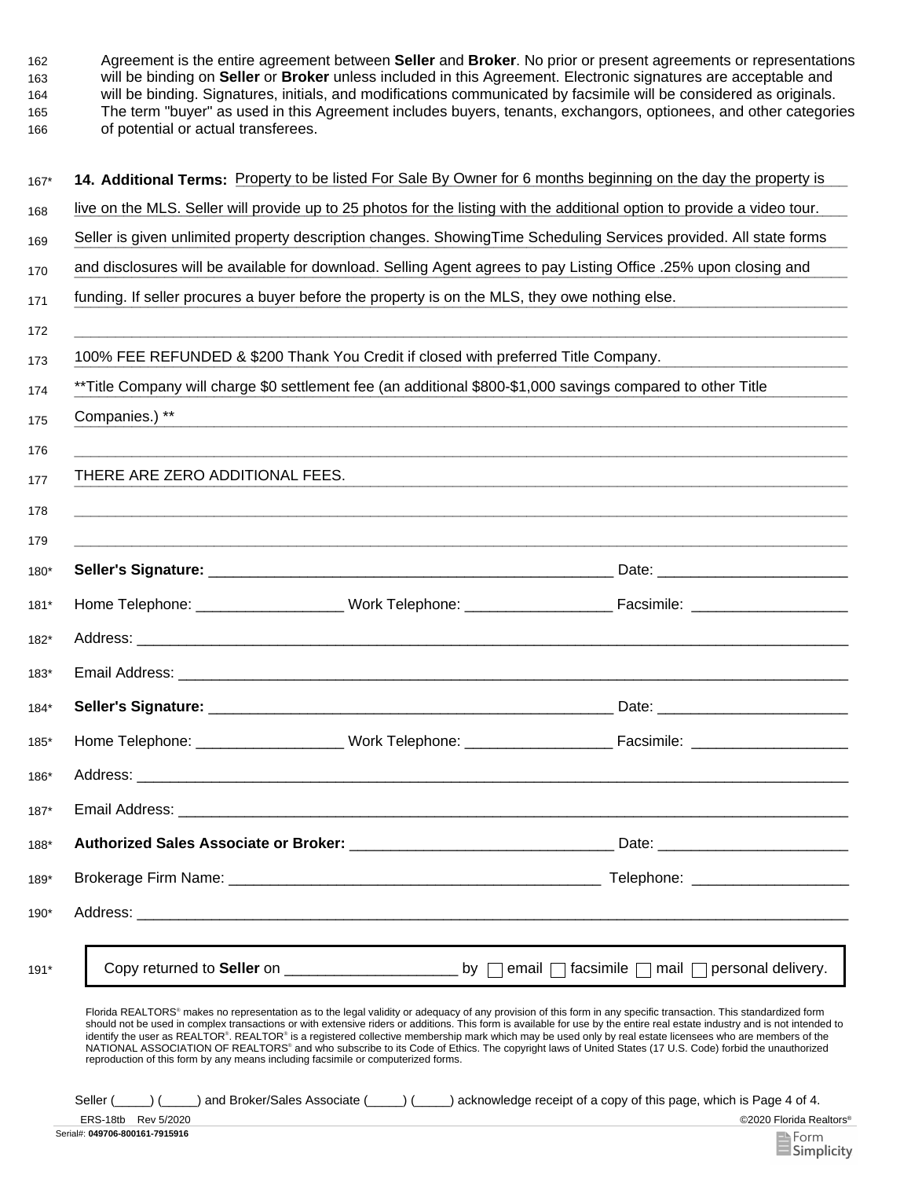Agreement is the entire agreement between **Seller** and **Broker**. No prior or present agreements or representations will be binding on **Seller** or **Broker** unless included in this Agreement. Electronic signatures are acceptable and will be binding. Signatures, initials, and modifications communicated by facsimile will be considered as originals. The term "buyer" as used in this Agreement includes buyers, tenants, exchangors, optionees, and other categories of potential or actual transferees.

**14. Additional Terms:** Property to be listed For Sale By Owner for 6 months beginning on the day the property is live on the MLS. Seller will provide up to 25 photos for the listing with the additional option to provide a video tour. Seller is given unlimited property description changes. ShowingTime Scheduling Services provided. All state forms and disclosures will be available for download. Selling Agent agrees to pay Listing Office .25% upon closing and funding. If seller procures a buyer before the property is on the MLS, they owe nothing else.

100% FEE REFUNDED & $200 Thank You Credit if closed with preferred Title Company.

**Title Company will charge $0 settlement fee (an additional $800-$1,000 savings compared to other Title Companies.) **

THERE ARE ZERO ADDITIONAL FEES.

**Seller's Signature:** ____________________ Date: ____________

Home Telephone: ____________ Work Telephone: ____________ Facsimile: ____________

Address: ____________________

Email Address: ____________________

**Seller's Signature:** ____________________ Date: ____________

Home Telephone: ____________ Work Telephone: ____________ Facsimile: ____________

Address: ____________________

Email Address: ____________________

**Authorized Sales Associate or Broker:** ____________________ Date: ____________

Brokerage Firm Name: ____________________ Telephone: ____________

Address: ____________________

Copy returned to **Seller** on ____________ by ☐ email ☐ facsimile ☐ mail ☐ personal delivery.

Florida REALTORS® makes no representation as to the legal validity or adequacy of any provision of this form in any specific transaction. This standardized form should not be used in complex transactions or with extensive riders or additions. This form is available for use by the entire real estate industry and is not intended to identify the user as REALTOR®. REALTOR® is a registered collective membership mark which may be used only by real estate licensees who are members of the NATIONAL ASSOCIATION OF REALTORS® and who subscribe to its Code of Ethics. The copyright laws of United States (17 U.S. Code) forbid the unauthorized reproduction of this form by any means including facsimile or computerized forms.

Seller (_____) (_____) and Broker/Sales Associate (_____) (_____) acknowledge receipt of a copy of this page, which is Page 4 of 4.

ERS-18tb Rev 5/2020 ©2020 Florida Realtors®

Serial#: 049706-800161-7915916